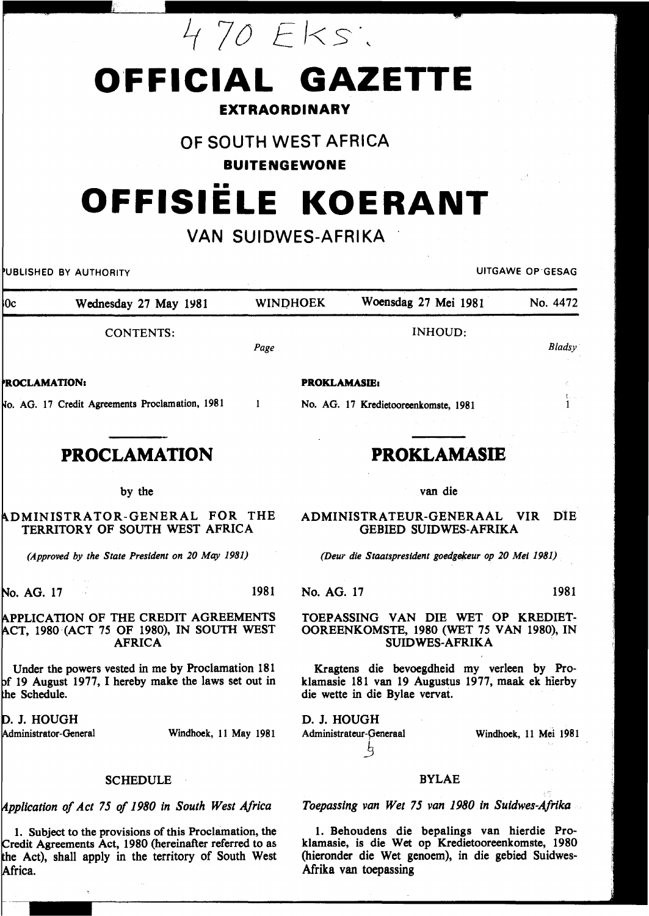470 Eks:.

# OFFICIAL GAZETTE

**EXTRAORDINARY**

OF SOUTH WEST AFRICA

**BUITENGEWONE**

# OFFISIËLE KOERANT

VAN SUIDWES-AFRIKA

PUBLISHED BY AUTHORITY — UITGAWE OP GESAG

0c — Wednesday 27 May 1981 — WINDHOEK — Woensdag 27 Mei 1981 — No. 4472

CONTENTS:

| | Page |
|---|---|
| **PROCLAMATION:** | |
| No. AG. 17 Credit Agreements Proclamation, 1981 | 1 |

## PROCLAMATION

by the

ADMINISTRATOR-GENERAL FOR THE TERRITORY OF SOUTH WEST AFRICA

*(Approved by the State President on 20 May 1981)*

No. AG. 17 — 1981

APPLICATION OF THE CREDIT AGREEMENTS ACT, 1980 (ACT 75 OF 1980), IN SOUTH WEST AFRICA

Under the powers vested in me by Proclamation 181 of 19 August 1977, I hereby make the laws set out in the Schedule.

D. J. HOUGH
Administrator-General — Windhoek, 11 May 1981

SCHEDULE

*Application of Act 75 of 1980 in South West Africa*

1. Subject to the provisions of this Proclamation, the Credit Agreements Act, 1980 (hereinafter referred to as the Act), shall apply in the territory of South West Africa.

INHOUD:

| | Bladsy |
|---|---|
| **PROKLAMASIE:** | |
| No. AG. 17 Kredietooreenkomste, 1981 | 1 |

## PROKLAMASIE

van die

ADMINISTRATEUR-GENERAAL VIR DIE GEBIED SUIDWES-AFRIKA

*(Deur die Staatspresident goedgekeur op 20 Mei 1981)*

No. AG. 17 — 1981

TOEPASSING VAN DIE WET OP KREDIETOOREENKOMSTE, 1980 (WET 75 VAN 1980), IN SUIDWES-AFRIKA

Kragtens die bevoegdheid my verleen by Proklamasie 181 van 19 Augustus 1977, maak ek hierby die wette in die Bylae vervat.

D. J. HOUGH
Administrateur-Generaal — Windhoek, 11 Mei 1981

BYLAE

*Toepassing van Wet 75 van 1980 in Suidwes-Afrika*

1. Behoudens die bepalings van hierdie Proklamasie, is die Wet op Kredietooreenkomste, 1980 (hieronder die Wet genoem), in die gebied Suidwes-Afrika van toepassing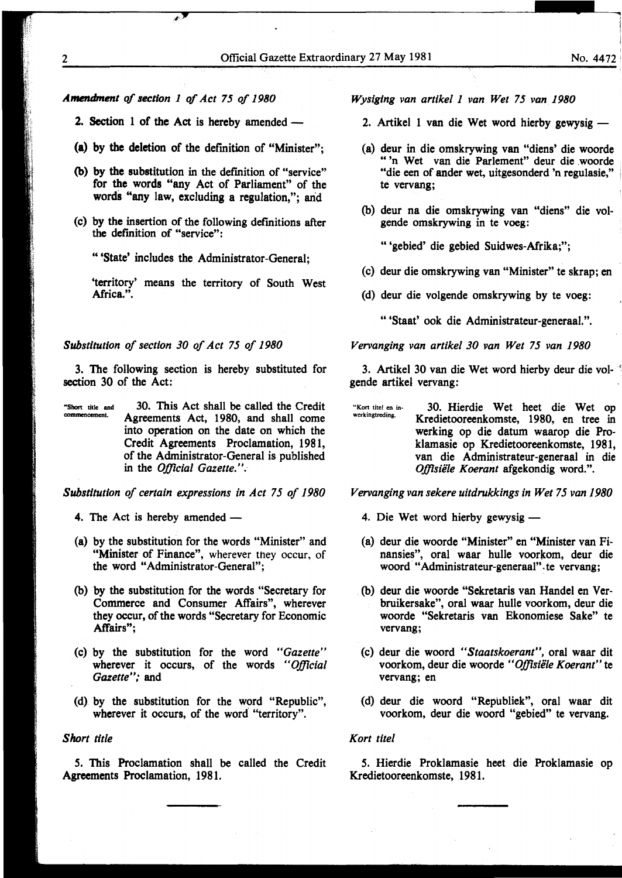*Amendment of section 1 of Act 75 of 1980*

2. Section 1 of the Act is hereby amended —

(a) by the deletion of the definition of "Minister";

(b) by the substitution in the definition of "service" for the words "any Act of Parliament" of the words "any law, excluding a regulation,"; and

(c) by the insertion of the following definitions after the definition of "service":

"'State' includes the Administrator-General;

'territory' means the territory of South West Africa.".

*Substitution of section 30 of Act 75 of 1980*

3. The following section is hereby substituted for section 30 of the Act:

"Short title and commencement.

30. This Act shall be called the Credit Agreements Act, 1980, and shall come into operation on the date on which the Credit Agreements Proclamation, 1981, of the Administrator-General is published in the *Official Gazette*.".

*Substitution of certain expressions in Act 75 of 1980*

4. The Act is hereby amended —

(a) by the substitution for the words "Minister" and "Minister of Finance", wherever they occur, of the word "Administrator-General";

(b) by the substitution for the words "Secretary for Commerce and Consumer Affairs", wherever they occur, of the words "Secretary for Economic Affairs";

(c) by the substitution for the word *"Gazette"* wherever it occurs, of the words *"Official Gazette"*; and

(d) by the substitution for the word "Republic", wherever it occurs, of the word "territory".

*Short title*

5. This Proclamation shall be called the Credit Agreements Proclamation, 1981.

*Wysiging van artikel 1 van Wet 75 van 1980*

2. Artikel 1 van die Wet word hierby gewysig —

(a) deur in die omskrywing van "diens' die woorde "'n Wet van die Parlement" deur die woorde "die een of ander wet, uitgesonderd 'n regulasie," te vervang;

(b) deur na die omskrywing van "diens" die volgende omskrywing in te voeg:

"'gebied' die gebied Suidwes-Afrika;";

(c) deur die omskrywing van "Minister" te skrap; en

(d) deur die volgende omskrywing by te voeg:

"'Staat' ook die Administrateur-generaal.".

*Vervanging van artikel 30 van Wet 75 van 1980*

3. Artikel 30 van die Wet word hierby deur die volgende artikel vervang:

"Kort titel en inwerkingtreding.

30. Hierdie Wet heet die Wet op Kredietooreenkomste, 1980, en tree in werking op die datum waarop die Proklamasie op Kredietooreenkomste, 1981, van die Administrateur-generaal in die *Offisiële Koerant* afgekondig word.".

*Vervanging van sekere uitdrukkings in Wet 75 van 1980*

4. Die Wet word hierby gewysig —

(a) deur die woorde "Minister" en "Minister van Finansies", oral waar hulle voorkom, deur die woord "Administrateur-generaal" te vervang;

(b) deur die woorde "Sekretaris van Handel en Verbruikersake", oral waar hulle voorkom, deur die woorde "Sekretaris van Ekonomiese Sake" te vervang;

(c) deur die woord *"Staatskoerant"*, oral waar dit voorkom, deur die woorde *"Offisiële Koerant"* te vervang; en

(d) deur die woord "Republiek", oral waar dit voorkom, deur die woord "gebied" te vervang.

*Kort titel*

5. Hierdie Proklamasie heet die Proklamasie op Kredietooreenkomste, 1981.